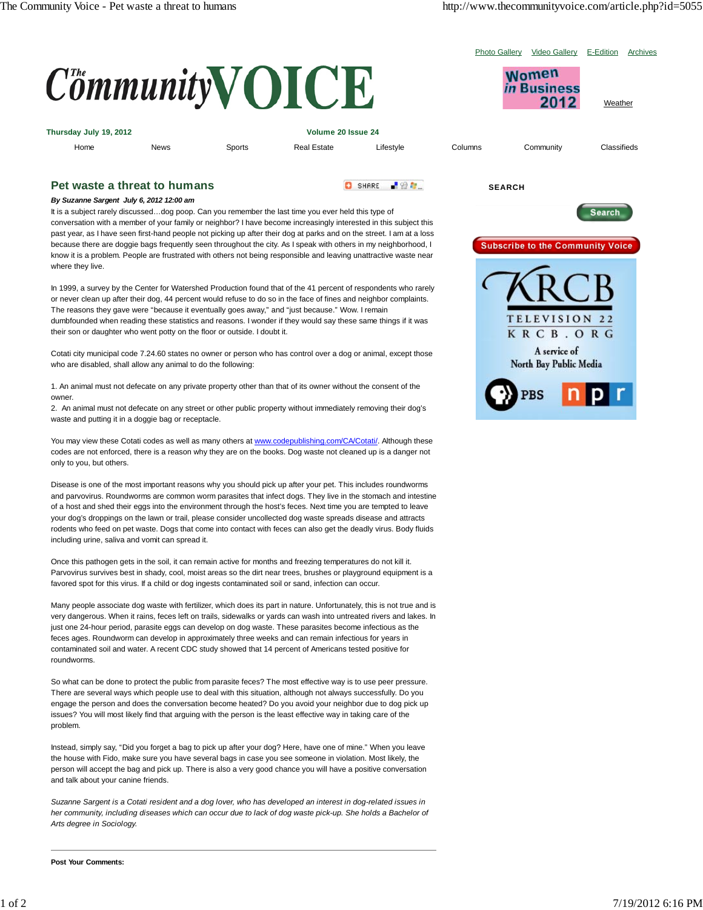# The Community VOICE

Photo Gallery | Video Gallery | E-Edition | Archives

Women in Business 2012

Weather

**Thursday July 19, 2012** | **Volume 20 Issue 24**

Home | News | Sports | Real Estate | Lifestyle | Columns | Community | Classifieds

## Pet waste a threat to humans

***By Suzanne Sargent July 6, 2012 12:00 am***

It is a subject rarely discussed…dog poop. Can you remember the last time you ever held this type of conversation with a member of your family or neighbor? I have become increasingly interested in this subject this past year, as I have seen first-hand people not picking up after their dog at parks and on the street. I am at a loss because there are doggie bags frequently seen throughout the city. As I speak with others in my neighborhood, I know it is a problem. People are frustrated with others not being responsible and leaving unattractive waste near where they live.

In 1999, a survey by the Center for Watershed Production found that of the 41 percent of respondents who rarely or never clean up after their dog, 44 percent would refuse to do so in the face of fines and neighbor complaints. The reasons they gave were "because it eventually goes away," and "just because." Wow. I remain dumbfounded when reading these statistics and reasons. I wonder if they would say these same things if it was their son or daughter who went potty on the floor or outside. I doubt it.

Cotati city municipal code 7.24.60 states no owner or person who has control over a dog or animal, except those who are disabled, shall allow any animal to do the following:

1. An animal must not defecate on any private property other than that of its owner without the consent of the owner.
2. An animal must not defecate on any street or other public property without immediately removing their dog's waste and putting it in a doggie bag or receptacle.

You may view these Cotati codes as well as many others at www.codepublishing.com/CA/Cotati/. Although these codes are not enforced, there is a reason why they are on the books. Dog waste not cleaned up is a danger not only to you, but others.

Disease is one of the most important reasons why you should pick up after your pet. This includes roundworms and parvovirus. Roundworms are common worm parasites that infect dogs. They live in the stomach and intestine of a host and shed their eggs into the environment through the host's feces. Next time you are tempted to leave your dog's droppings on the lawn or trail, please consider uncollected dog waste spreads disease and attracts rodents who feed on pet waste. Dogs that come into contact with feces can also get the deadly virus. Body fluids including urine, saliva and vomit can spread it.

Once this pathogen gets in the soil, it can remain active for months and freezing temperatures do not kill it. Parvovirus survives best in shady, cool, moist areas so the dirt near trees, brushes or playground equipment is a favored spot for this virus. If a child or dog ingests contaminated soil or sand, infection can occur.

Many people associate dog waste with fertilizer, which does its part in nature. Unfortunately, this is not true and is very dangerous. When it rains, feces left on trails, sidewalks or yards can wash into untreated rivers and lakes. In just one 24-hour period, parasite eggs can develop on dog waste. These parasites become infectious as the feces ages. Roundworm can develop in approximately three weeks and can remain infectious for years in contaminated soil and water. A recent CDC study showed that 14 percent of Americans tested positive for roundworms.

So what can be done to protect the public from parasite feces? The most effective way is to use peer pressure. There are several ways which people use to deal with this situation, although not always successfully. Do you engage the person and does the conversation become heated? Do you avoid your neighbor due to dog pick up issues? You will most likely find that arguing with the person is the least effective way in taking care of the problem.

Instead, simply say, "Did you forget a bag to pick up after your dog? Here, have one of mine." When you leave the house with Fido, make sure you have several bags in case you see someone in violation. Most likely, the person will accept the bag and pick up. There is also a very good chance you will have a positive conversation and talk about your canine friends.

*Suzanne Sargent is a Cotati resident and a dog lover, who has developed an interest in dog-related issues in her community, including diseases which can occur due to lack of dog waste pick-up. She holds a Bachelor of Arts degree in Sociology.*

---

**Post Your Comments:**

**SEARCH**

Search

Subscribe to the Community Voice

KRCB TELEVISION 22 KRCB.ORG A service of North Bay Public Media PBS npr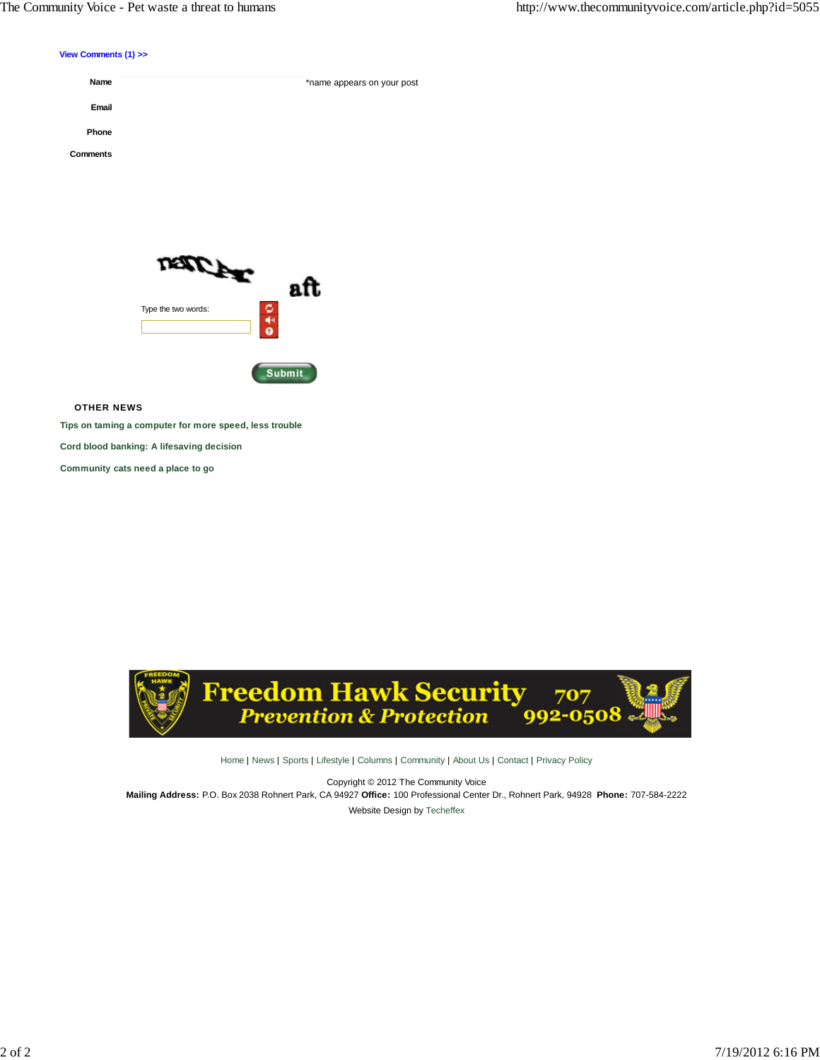View Comments (1) >>

**Name** *name appears on your post

**Email**

**Phone**

**Comments**

Type the two words:

Submit

**OTHER NEWS**

**Tips on taming a computer for more speed, less trouble**

**Cord blood banking: A lifesaving decision**

**Community cats need a place to go**

Freedom Hawk Security 707 992-0508
Prevention & Protection

Home | News | Sports | Lifestyle | Columns | Community | About Us | Contact | Privacy Policy

Copyright © 2012 The Community Voice

**Mailing Address:** P.O. Box 2038 Rohnert Park, CA 94927 **Office:** 100 Professional Center Dr., Rohnert Park, 94928 **Phone:** 707-584-2222

Website Design by Techeffex